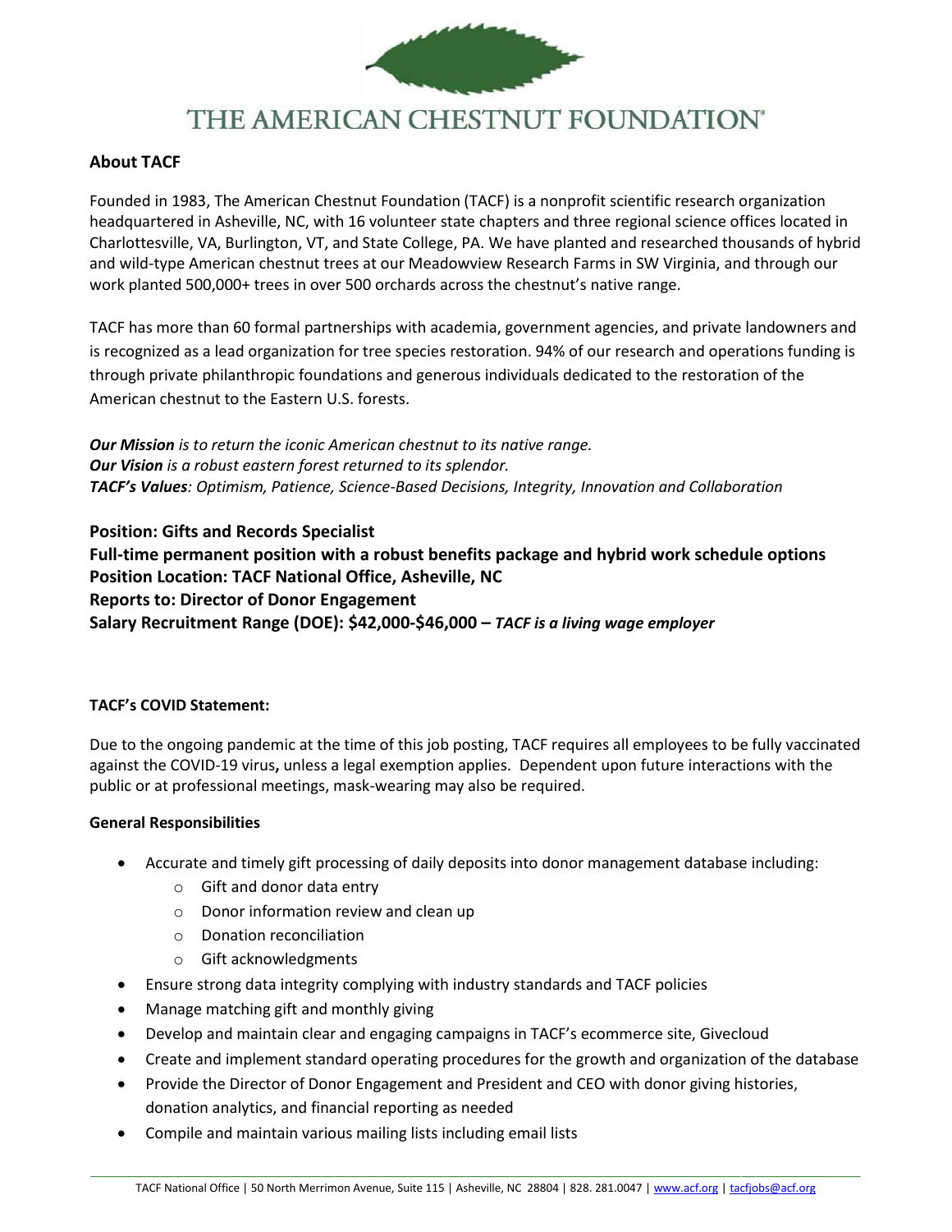# THE AMERICAN CHESTNUT FOUNDATION®

## About TACF

Founded in 1983, The American Chestnut Foundation (TACF) is a nonprofit scientific research organization headquartered in Asheville, NC, with 16 volunteer state chapters and three regional science offices located in Charlottesville, VA, Burlington, VT, and State College, PA. We have planted and researched thousands of hybrid and wild-type American chestnut trees at our Meadowview Research Farms in SW Virginia, and through our work planted 500,000+ trees in over 500 orchards across the chestnut's native range.

TACF has more than 60 formal partnerships with academia, government agencies, and private landowners and is recognized as a lead organization for tree species restoration. 94% of our research and operations funding is through private philanthropic foundations and generous individuals dedicated to the restoration of the American chestnut to the Eastern U.S. forests.

***Our Mission*** *is to return the iconic American chestnut to its native range.*
***Our Vision*** *is a robust eastern forest returned to its splendor.*
***TACF's Values****: Optimism, Patience, Science-Based Decisions, Integrity, Innovation and Collaboration*

**Position: Gifts and Records Specialist**
**Full-time permanent position with a robust benefits package and hybrid work schedule options**
**Position Location: TACF National Office, Asheville, NC**
**Reports to: Director of Donor Engagement**
**Salary Recruitment Range (DOE): $42,000-$46,000 –** ***TACF is a living wage employer***

**TACF's COVID Statement:**

Due to the ongoing pandemic at the time of this job posting, TACF requires all employees to be fully vaccinated against the COVID-19 virus**,** unless a legal exemption applies. Dependent upon future interactions with the public or at professional meetings, mask-wearing may also be required.

**General Responsibilities**

- Accurate and timely gift processing of daily deposits into donor management database including:
  - Gift and donor data entry
  - Donor information review and clean up
  - Donation reconciliation
  - Gift acknowledgments
- Ensure strong data integrity complying with industry standards and TACF policies
- Manage matching gift and monthly giving
- Develop and maintain clear and engaging campaigns in TACF's ecommerce site, Givecloud
- Create and implement standard operating procedures for the growth and organization of the database
- Provide the Director of Donor Engagement and President and CEO with donor giving histories, donation analytics, and financial reporting as needed
- Compile and maintain various mailing lists including email lists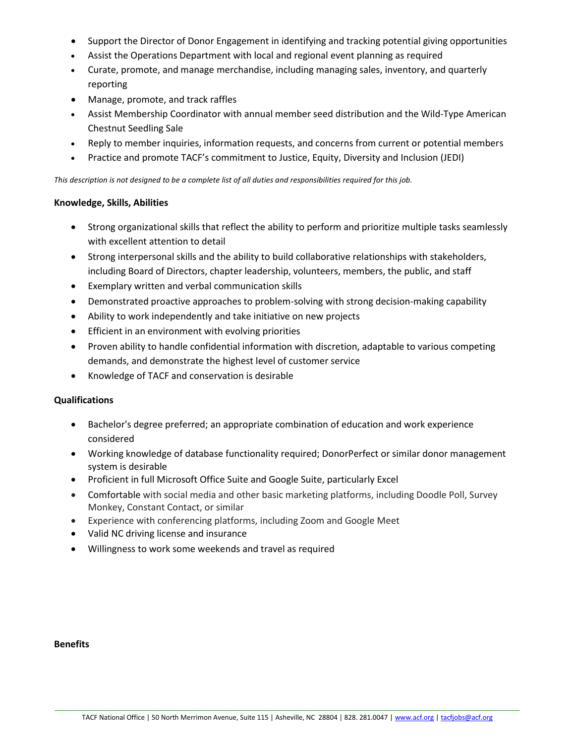- Support the Director of Donor Engagement in identifying and tracking potential giving opportunities
- Assist the Operations Department with local and regional event planning as required
- Curate, promote, and manage merchandise, including managing sales, inventory, and quarterly reporting
- Manage, promote, and track raffles
- Assist Membership Coordinator with annual member seed distribution and the Wild-Type American Chestnut Seedling Sale
- Reply to member inquiries, information requests, and concerns from current or potential members
- Practice and promote TACF's commitment to Justice, Equity, Diversity and Inclusion (JEDI)

*This description is not designed to be a complete list of all duties and responsibilities required for this job.*

**Knowledge, Skills, Abilities**

- Strong organizational skills that reflect the ability to perform and prioritize multiple tasks seamlessly with excellent attention to detail
- Strong interpersonal skills and the ability to build collaborative relationships with stakeholders, including Board of Directors, chapter leadership, volunteers, members, the public, and staff
- Exemplary written and verbal communication skills
- Demonstrated proactive approaches to problem-solving with strong decision-making capability
- Ability to work independently and take initiative on new projects
- Efficient in an environment with evolving priorities
- Proven ability to handle confidential information with discretion, adaptable to various competing demands, and demonstrate the highest level of customer service
- Knowledge of TACF and conservation is desirable

**Qualifications**

- Bachelor's degree preferred; an appropriate combination of education and work experience considered
- Working knowledge of database functionality required; DonorPerfect or similar donor management system is desirable
- Proficient in full Microsoft Office Suite and Google Suite, particularly Excel
- Comfortable with social media and other basic marketing platforms, including Doodle Poll, Survey Monkey, Constant Contact, or similar
- Experience with conferencing platforms, including Zoom and Google Meet
- Valid NC driving license and insurance
- Willingness to work some weekends and travel as required

**Benefits**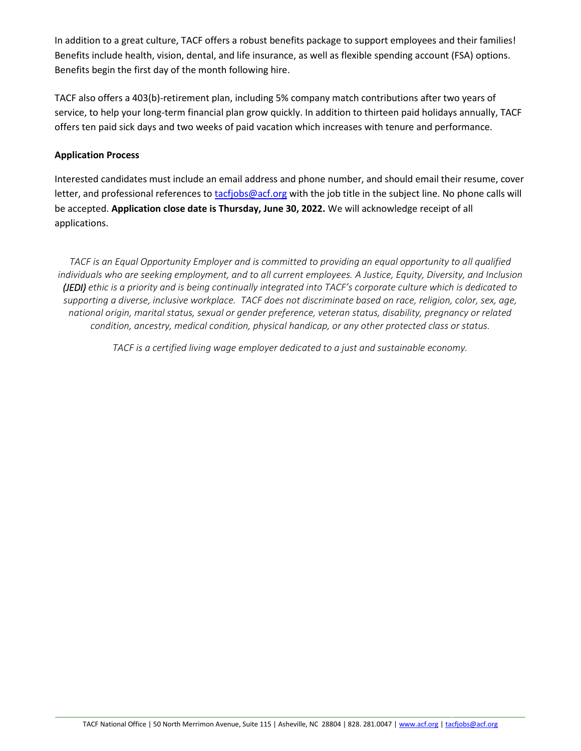In addition to a great culture, TACF offers a robust benefits package to support employees and their families! Benefits include health, vision, dental, and life insurance, as well as flexible spending account (FSA) options. Benefits begin the first day of the month following hire.

TACF also offers a 403(b)-retirement plan, including 5% company match contributions after two years of service, to help your long-term financial plan grow quickly. In addition to thirteen paid holidays annually, TACF offers ten paid sick days and two weeks of paid vacation which increases with tenure and performance.

**Application Process**

Interested candidates must include an email address and phone number, and should email their resume, cover letter, and professional references to tacfjobs@acf.org with the job title in the subject line. No phone calls will be accepted. **Application close date is Thursday, June 30, 2022.** We will acknowledge receipt of all applications.

*TACF is an Equal Opportunity Employer and is committed to providing an equal opportunity to all qualified individuals who are seeking employment, and to all current employees. A Justice, Equity, Diversity, and Inclusion (JEDI) ethic is a priority and is being continually integrated into TACF's corporate culture which is dedicated to supporting a diverse, inclusive workplace. TACF does not discriminate based on race, religion, color, sex, age, national origin, marital status, sexual or gender preference, veteran status, disability, pregnancy or related condition, ancestry, medical condition, physical handicap, or any other protected class or status.*

*TACF is a certified living wage employer dedicated to a just and sustainable economy.*